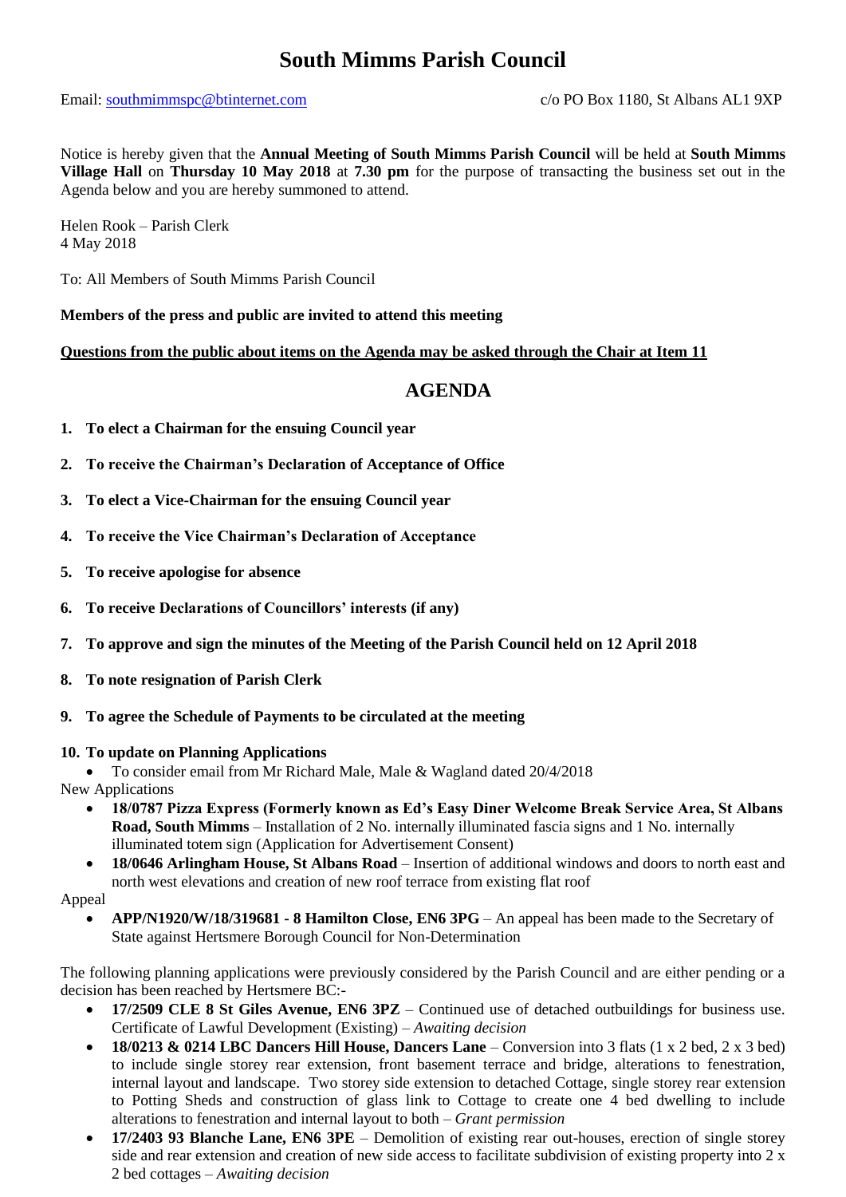# South Mimms Parish Council

Email: southmimmspc@btinternet.com c/o PO Box 1180, St Albans AL1 9XP

Notice is hereby given that the **Annual Meeting of South Mimms Parish Council** will be held at **South Mimms Village Hall** on **Thursday 10 May 2018** at **7.30 pm** for the purpose of transacting the business set out in the Agenda below and you are hereby summoned to attend.

Helen Rook – Parish Clerk
4 May 2018

To: All Members of South Mimms Parish Council

**Members of the press and public are invited to attend this meeting**

**<u>Questions from the public about items on the Agenda may be asked through the Chair at Item 11</u>**

## AGENDA

1. **To elect a Chairman for the ensuing Council year**
2. **To receive the Chairman's Declaration of Acceptance of Office**
3. **To elect a Vice-Chairman for the ensuing Council year**
4. **To receive the Vice Chairman's Declaration of Acceptance**
5. **To receive apologise for absence**
6. **To receive Declarations of Councillors' interests (if any)**
7. **To approve and sign the minutes of the Meeting of the Parish Council held on 12 April 2018**
8. **To note resignation of Parish Clerk**
9. **To agree the Schedule of Payments to be circulated at the meeting**
10. **To update on Planning Applications**
    - To consider email from Mr Richard Male, Male & Wagland dated 20/4/2018

New Applications

- **18/0787 Pizza Express (Formerly known as Ed's Easy Diner Welcome Break Service Area, St Albans Road, South Mimms** – Installation of 2 No. internally illuminated fascia signs and 1 No. internally illuminated totem sign (Application for Advertisement Consent)
- **18/0646 Arlingham House, St Albans Road** – Insertion of additional windows and doors to north east and north west elevations and creation of new roof terrace from existing flat roof

Appeal

- **APP/N1920/W/18/319681 - 8 Hamilton Close, EN6 3PG** – An appeal has been made to the Secretary of State against Hertsmere Borough Council for Non-Determination

The following planning applications were previously considered by the Parish Council and are either pending or a decision has been reached by Hertsmere BC:-

- **17/2509 CLE 8 St Giles Avenue, EN6 3PZ** – Continued use of detached outbuildings for business use. Certificate of Lawful Development (Existing) – *Awaiting decision*
- **18/0213 & 0214 LBC Dancers Hill House, Dancers Lane** – Conversion into 3 flats (1 x 2 bed, 2 x 3 bed) to include single storey rear extension, front basement terrace and bridge, alterations to fenestration, internal layout and landscape. Two storey side extension to detached Cottage, single storey rear extension to Potting Sheds and construction of glass link to Cottage to create one 4 bed dwelling to include alterations to fenestration and internal layout to both – *Grant permission*
- **17/2403 93 Blanche Lane, EN6 3PE** – Demolition of existing rear out-houses, erection of single storey side and rear extension and creation of new side access to facilitate subdivision of existing property into 2 x 2 bed cottages – *Awaiting decision*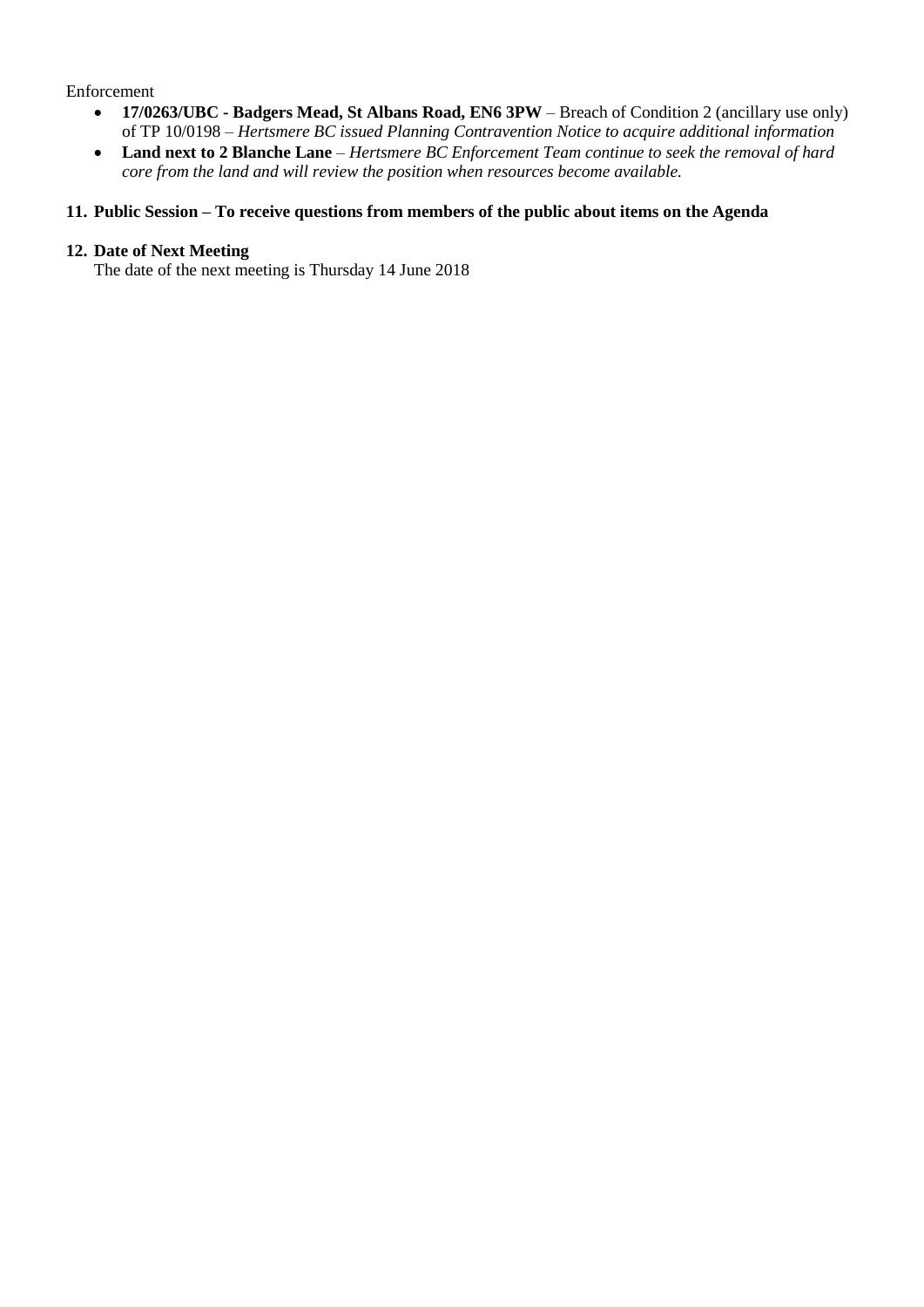Enforcement

- **17/0263/UBC - Badgers Mead, St Albans Road, EN6 3PW** – Breach of Condition 2 (ancillary use only) of TP 10/0198 – *Hertsmere BC issued Planning Contravention Notice to acquire additional information*
- **Land next to 2 Blanche Lane** – *Hertsmere BC Enforcement Team continue to seek the removal of hard core from the land and will review the position when resources become available.*

**11. Public Session – To receive questions from members of the public about items on the Agenda**

**12. Date of Next Meeting**

The date of the next meeting is Thursday 14 June 2018